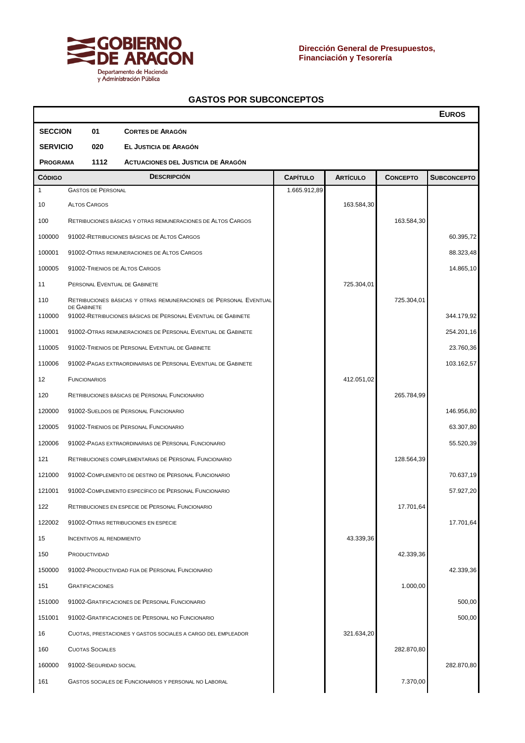Dirección General de Presupuestos, Financiación y Tesorería

GOBIERNO DE ARAGON
Departamento de Hacienda y Administración Pública

## GASTOS POR SUBCONCEPTOS

**EUROS**

**SECCION** 01 **CORTES DE ARAGÓN**

**SERVICIO** 020 **EL JUSTICIA DE ARAGÓN**

**PROGRAMA** 1112 **ACTUACIONES DEL JUSTICIA DE ARAGÓN**

| CÓDIGO | DESCRIPCIÓN | CAPÍTULO | ARTÍCULO | CONCEPTO | SUBCONCEPTO |
|---|---|---|---|---|---|
| 1 | GASTOS DE PERSONAL | 1.665.912,89 | | | |
| 10 | ALTOS CARGOS | | 163.584,30 | | |
| 100 | RETRIBUCIONES BÁSICAS Y OTRAS REMUNERACIONES DE ALTOS CARGOS | | | 163.584,30 | |
| 100000 | 91002-RETRIBUCIONES BÁSICAS DE ALTOS CARGOS | | | | 60.395,72 |
| 100001 | 91002-OTRAS REMUNERACIONES DE ALTOS CARGOS | | | | 88.323,48 |
| 100005 | 91002-TRIENIOS DE ALTOS CARGOS | | | | 14.865,10 |
| 11 | PERSONAL EVENTUAL DE GABINETE | | 725.304,01 | | |
| 110 | RETRIBUCIONES BÁSICAS Y OTRAS REMUNERACIONES DE PERSONAL EVENTUAL DE GABINETE | | | 725.304,01 | |
| 110000 | 91002-RETRIBUCIONES BÁSICAS DE PERSONAL EVENTUAL DE GABINETE | | | | 344.179,92 |
| 110001 | 91002-OTRAS REMUNERACIONES DE PERSONAL EVENTUAL DE GABINETE | | | | 254.201,16 |
| 110005 | 91002-TRIENIOS DE PERSONAL EVENTUAL DE GABINETE | | | | 23.760,36 |
| 110006 | 91002-PAGAS EXTRAORDINARIAS DE PERSONAL EVENTUAL DE GABINETE | | | | 103.162,57 |
| 12 | FUNCIONARIOS | | 412.051,02 | | |
| 120 | RETRIBUCIONES BÁSICAS DE PERSONAL FUNCIONARIO | | | 265.784,99 | |
| 120000 | 91002-SUELDOS DE PERSONAL FUNCIONARIO | | | | 146.956,80 |
| 120005 | 91002-TRIENIOS DE PERSONAL FUNCIONARIO | | | | 63.307,80 |
| 120006 | 91002-PAGAS EXTRAORDINARIAS DE PERSONAL FUNCIONARIO | | | | 55.520,39 |
| 121 | RETRIBUCIONES COMPLEMENTARIAS DE PERSONAL FUNCIONARIO | | | 128.564,39 | |
| 121000 | 91002-COMPLEMENTO DE DESTINO DE PERSONAL FUNCIONARIO | | | | 70.637,19 |
| 121001 | 91002-COMPLEMENTO ESPECÍFICO DE PERSONAL FUNCIONARIO | | | | 57.927,20 |
| 122 | RETRIBUCIONES EN ESPECIE DE PERSONAL FUNCIONARIO | | | 17.701,64 | |
| 122002 | 91002-OTRAS RETRIBUCIONES EN ESPECIE | | | | 17.701,64 |
| 15 | INCENTIVOS AL RENDIMIENTO | | 43.339,36 | | |
| 150 | PRODUCTIVIDAD | | | 42.339,36 | |
| 150000 | 91002-PRODUCTIVIDAD FIJA DE PERSONAL FUNCIONARIO | | | | 42.339,36 |
| 151 | GRATIFICACIONES | | | 1.000,00 | |
| 151000 | 91002-GRATIFICACIONES DE PERSONAL FUNCIONARIO | | | | 500,00 |
| 151001 | 91002-GRATIFICACIONES DE PERSONAL NO FUNCIONARIO | | | | 500,00 |
| 16 | CUOTAS, PRESTACIONES Y GASTOS SOCIALES A CARGO DEL EMPLEADOR | | 321.634,20 | | |
| 160 | CUOTAS SOCIALES | | | 282.870,80 | |
| 160000 | 91002-SEGURIDAD SOCIAL | | | | 282.870,80 |
| 161 | GASTOS SOCIALES DE FUNCIONARIOS Y PERSONAL NO LABORAL | | | 7.370,00 | |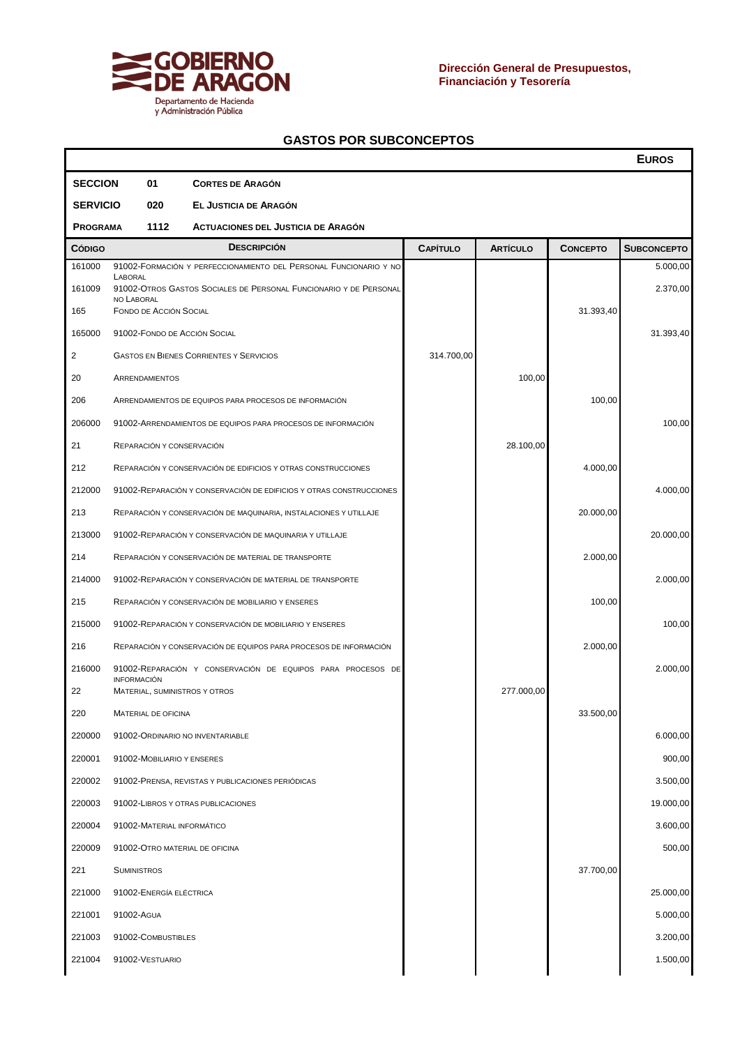**GOBIERNO DE ARAGON**
Departamento de Hacienda y Administración Pública

**Dirección General de Presupuestos, Financiación y Tesorería**

## GASTOS POR SUBCONCEPTOS

**EUROS**

| | | |
|---|---|---|
| **SECCION** | **01** | **CORTES DE ARAGÓN** |
| **SERVICIO** | **020** | **EL JUSTICIA DE ARAGÓN** |
| **PROGRAMA** | **1112** | **ACTUACIONES DEL JUSTICIA DE ARAGÓN** |

| CÓDIGO | DESCRIPCIÓN | CAPÍTULO | ARTÍCULO | CONCEPTO | SUBCONCEPTO |
|---|---|---|---|---|---|
| 161000 | 91002-FORMACIÓN Y PERFECCIONAMIENTO DEL PERSONAL FUNCIONARIO Y NO LABORAL | | | | 5.000,00 |
| 161009 | 91002-OTROS GASTOS SOCIALES DE PERSONAL FUNCIONARIO Y DE PERSONAL NO LABORAL | | | | 2.370,00 |
| 165 | FONDO DE ACCIÓN SOCIAL | | | 31.393,40 | |
| 165000 | 91002-FONDO DE ACCIÓN SOCIAL | | | | 31.393,40 |
| 2 | GASTOS EN BIENES CORRIENTES Y SERVICIOS | 314.700,00 | | | |
| 20 | ARRENDAMIENTOS | | 100,00 | | |
| 206 | ARRENDAMIENTOS DE EQUIPOS PARA PROCESOS DE INFORMACIÓN | | | 100,00 | |
| 206000 | 91002-ARRENDAMIENTOS DE EQUIPOS PARA PROCESOS DE INFORMACIÓN | | | | 100,00 |
| 21 | REPARACIÓN Y CONSERVACIÓN | | 28.100,00 | | |
| 212 | REPARACIÓN Y CONSERVACIÓN DE EDIFICIOS Y OTRAS CONSTRUCCIONES | | | 4.000,00 | |
| 212000 | 91002-REPARACIÓN Y CONSERVACIÓN DE EDIFICIOS Y OTRAS CONSTRUCCIONES | | | | 4.000,00 |
| 213 | REPARACIÓN Y CONSERVACIÓN DE MAQUINARIA, INSTALACIONES Y UTILLAJE | | | 20.000,00 | |
| 213000 | 91002-REPARACIÓN Y CONSERVACIÓN DE MAQUINARIA Y UTILLAJE | | | | 20.000,00 |
| 214 | REPARACIÓN Y CONSERVACIÓN DE MATERIAL DE TRANSPORTE | | | 2.000,00 | |
| 214000 | 91002-REPARACIÓN Y CONSERVACIÓN DE MATERIAL DE TRANSPORTE | | | | 2.000,00 |
| 215 | REPARACIÓN Y CONSERVACIÓN DE MOBILIARIO Y ENSERES | | | 100,00 | |
| 215000 | 91002-REPARACIÓN Y CONSERVACIÓN DE MOBILIARIO Y ENSERES | | | | 100,00 |
| 216 | REPARACIÓN Y CONSERVACIÓN DE EQUIPOS PARA PROCESOS DE INFORMACIÓN | | | 2.000,00 | |
| 216000 | 91002-REPARACIÓN Y CONSERVACIÓN DE EQUIPOS PARA PROCESOS DE INFORMACIÓN | | | | 2.000,00 |
| 22 | MATERIAL, SUMINISTROS Y OTROS | | 277.000,00 | | |
| 220 | MATERIAL DE OFICINA | | | 33.500,00 | |
| 220000 | 91002-ORDINARIO NO INVENTARIABLE | | | | 6.000,00 |
| 220001 | 91002-MOBILIARIO Y ENSERES | | | | 900,00 |
| 220002 | 91002-PRENSA, REVISTAS Y PUBLICACIONES PERIÓDICAS | | | | 3.500,00 |
| 220003 | 91002-LIBROS Y OTRAS PUBLICACIONES | | | | 19.000,00 |
| 220004 | 91002-MATERIAL INFORMÁTICO | | | | 3.600,00 |
| 220009 | 91002-OTRO MATERIAL DE OFICINA | | | | 500,00 |
| 221 | SUMINISTROS | | | 37.700,00 | |
| 221000 | 91002-ENERGÍA ELÉCTRICA | | | | 25.000,00 |
| 221001 | 91002-AGUA | | | | 5.000,00 |
| 221003 | 91002-COMBUSTIBLES | | | | 3.200,00 |
| 221004 | 91002-VESTUARIO | | | | 1.500,00 |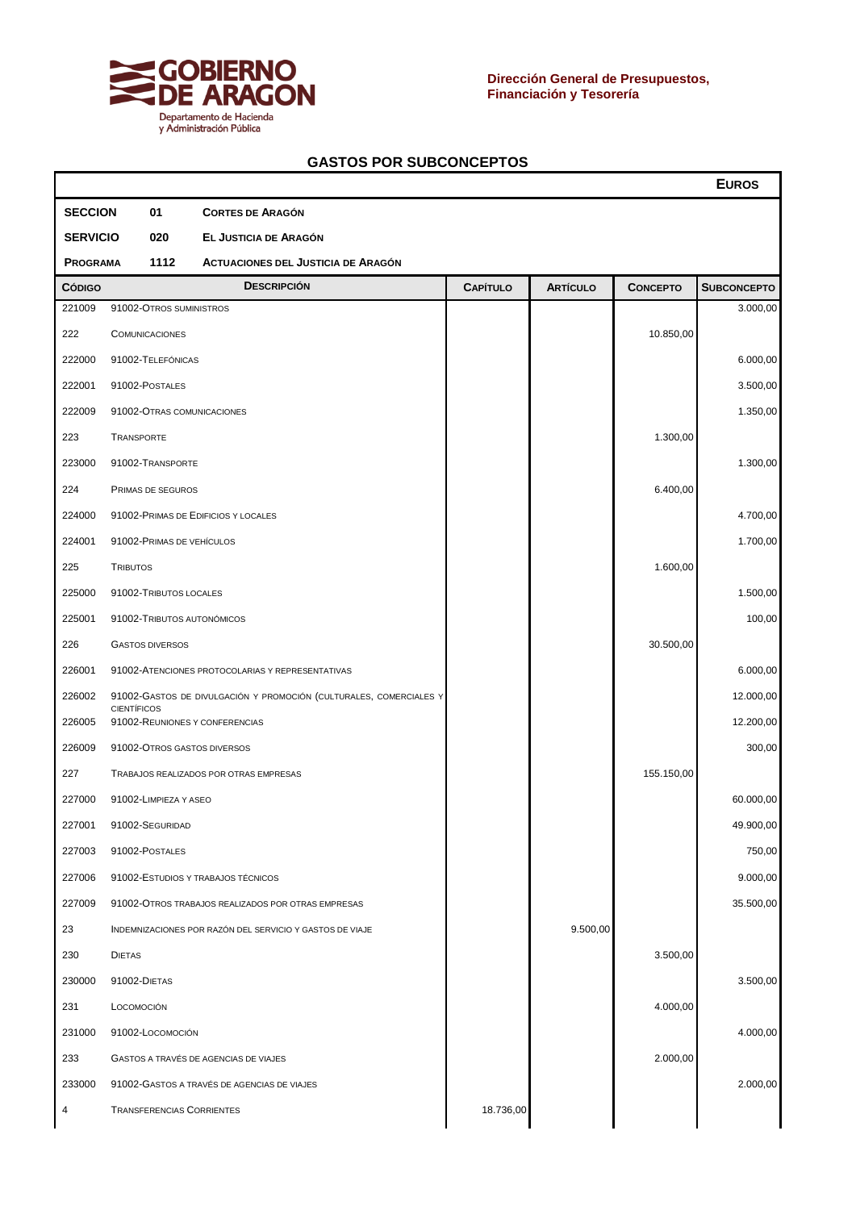**Dirección General de Presupuestos, Financiación y Tesorería**

## GASTOS POR SUBCONCEPTOS

**EUROS**

**SECCION** 01 **CORTES DE ARAGÓN**

**SERVICIO** 020 **EL JUSTICIA DE ARAGÓN**

**PROGRAMA** 1112 **ACTUACIONES DEL JUSTICIA DE ARAGÓN**

| CÓDIGO | DESCRIPCIÓN | CAPÍTULO | ARTÍCULO | CONCEPTO | SUBCONCEPTO |
|---|---|---|---|---|---|
| 221009 | 91002-OTROS SUMINISTROS | | | | 3.000,00 |
| 222 | COMUNICACIONES | | | 10.850,00 | |
| 222000 | 91002-TELEFÓNICAS | | | | 6.000,00 |
| 222001 | 91002-POSTALES | | | | 3.500,00 |
| 222009 | 91002-OTRAS COMUNICACIONES | | | | 1.350,00 |
| 223 | TRANSPORTE | | | 1.300,00 | |
| 223000 | 91002-TRANSPORTE | | | | 1.300,00 |
| 224 | PRIMAS DE SEGUROS | | | 6.400,00 | |
| 224000 | 91002-PRIMAS DE EDIFICIOS Y LOCALES | | | | 4.700,00 |
| 224001 | 91002-PRIMAS DE VEHÍCULOS | | | | 1.700,00 |
| 225 | TRIBUTOS | | | 1.600,00 | |
| 225000 | 91002-TRIBUTOS LOCALES | | | | 1.500,00 |
| 225001 | 91002-TRIBUTOS AUTONÓMICOS | | | | 100,00 |
| 226 | GASTOS DIVERSOS | | | 30.500,00 | |
| 226001 | 91002-ATENCIONES PROTOCOLARIAS Y REPRESENTATIVAS | | | | 6.000,00 |
| 226002 | 91002-GASTOS DE DIVULGACIÓN Y PROMOCIÓN (CULTURALES, COMERCIALES Y CIENTÍFICOS | | | | 12.000,00 |
| 226005 | 91002-REUNIONES Y CONFERENCIAS | | | | 12.200,00 |
| 226009 | 91002-OTROS GASTOS DIVERSOS | | | | 300,00 |
| 227 | TRABAJOS REALIZADOS POR OTRAS EMPRESAS | | | 155.150,00 | |
| 227000 | 91002-LIMPIEZA Y ASEO | | | | 60.000,00 |
| 227001 | 91002-SEGURIDAD | | | | 49.900,00 |
| 227003 | 91002-POSTALES | | | | 750,00 |
| 227006 | 91002-ESTUDIOS Y TRABAJOS TÉCNICOS | | | | 9.000,00 |
| 227009 | 91002-OTROS TRABAJOS REALIZADOS POR OTRAS EMPRESAS | | | | 35.500,00 |
| 23 | INDEMNIZACIONES POR RAZÓN DEL SERVICIO Y GASTOS DE VIAJE | | 9.500,00 | | |
| 230 | DIETAS | | | 3.500,00 | |
| 230000 | 91002-DIETAS | | | | 3.500,00 |
| 231 | LOCOMOCIÓN | | | 4.000,00 | |
| 231000 | 91002-LOCOMOCIÓN | | | | 4.000,00 |
| 233 | GASTOS A TRAVÉS DE AGENCIAS DE VIAJES | | | 2.000,00 | |
| 233000 | 91002-GASTOS A TRAVÉS DE AGENCIAS DE VIAJES | | | | 2.000,00 |
| 4 | TRANSFERENCIAS CORRIENTES | 18.736,00 | | | |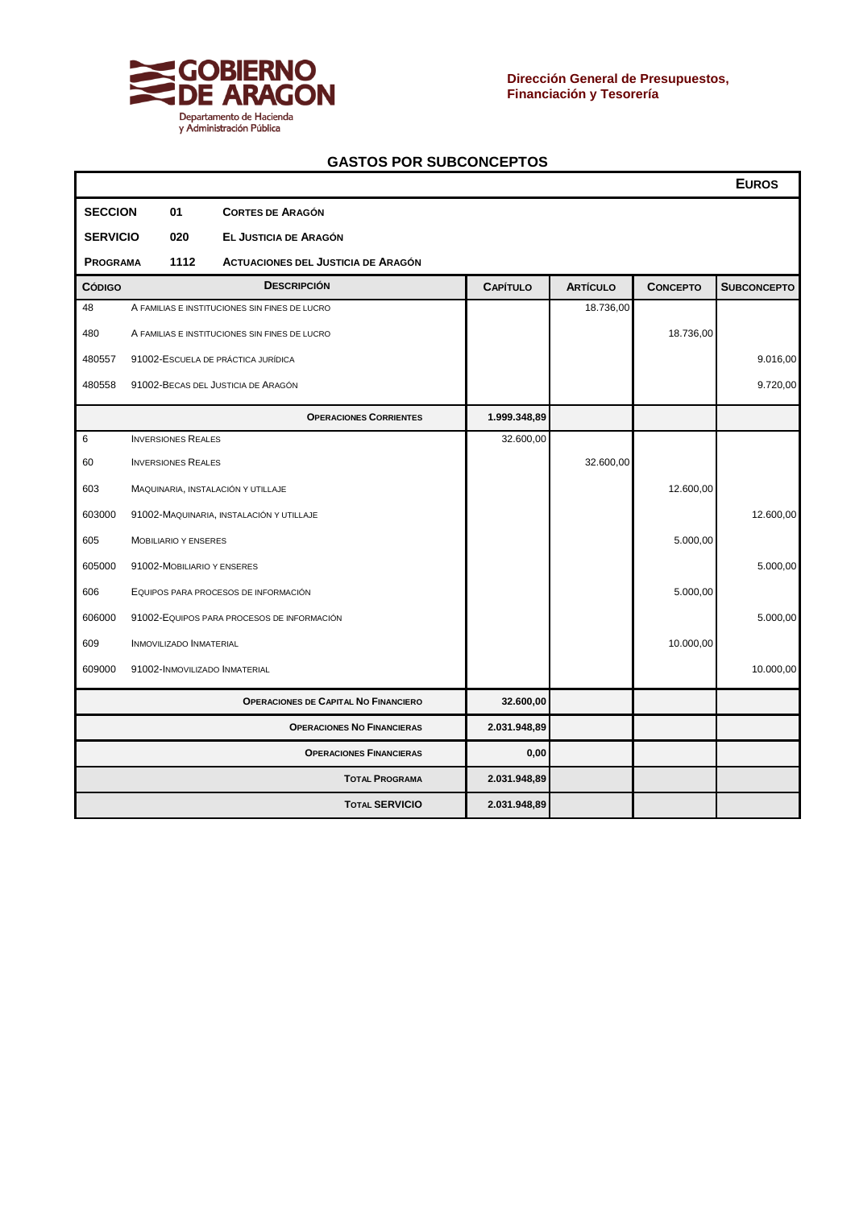GOBIERNO DE ARAGON
Departamento de Hacienda y Administración Pública

**Dirección General de Presupuestos, Financiación y Tesorería**

## GASTOS POR SUBCONCEPTOS

**EUROS**

**SECCION** 01 **CORTES DE ARAGÓN**

**SERVICIO** 020 **EL JUSTICIA DE ARAGÓN**

**PROGRAMA** 1112 **ACTUACIONES DEL JUSTICIA DE ARAGÓN**

| CÓDIGO | DESCRIPCIÓN | CAPÍTULO | ARTÍCULO | CONCEPTO | SUBCONCEPTO |
|---|---|---|---|---|---|
| 48 | A FAMILIAS E INSTITUCIONES SIN FINES DE LUCRO | | 18.736,00 | | |
| 480 | A FAMILIAS E INSTITUCIONES SIN FINES DE LUCRO | | | 18.736,00 | |
| 480557 | 91002-ESCUELA DE PRÁCTICA JURÍDICA | | | | 9.016,00 |
| 480558 | 91002-BECAS DEL JUSTICIA DE ARAGÓN | | | | 9.720,00 |
| | **OPERACIONES CORRIENTES** | **1.999.348,89** | | | |
| 6 | INVERSIONES REALES | 32.600,00 | | | |
| 60 | INVERSIONES REALES | | 32.600,00 | | |
| 603 | MAQUINARIA, INSTALACIÓN Y UTILLAJE | | | 12.600,00 | |
| 603000 | 91002-MAQUINARIA, INSTALACIÓN Y UTILLAJE | | | | 12.600,00 |
| 605 | MOBILIARIO Y ENSERES | | | 5.000,00 | |
| 605000 | 91002-MOBILIARIO Y ENSERES | | | | 5.000,00 |
| 606 | EQUIPOS PARA PROCESOS DE INFORMACIÓN | | | 5.000,00 | |
| 606000 | 91002-EQUIPOS PARA PROCESOS DE INFORMACIÓN | | | | 5.000,00 |
| 609 | INMOVILIZADO INMATERIAL | | | 10.000,00 | |
| 609000 | 91002-INMOVILIZADO INMATERIAL | | | | 10.000,00 |
| | **OPERACIONES DE CAPITAL NO FINANCIERO** | **32.600,00** | | | |
| | **OPERACIONES NO FINANCIERAS** | **2.031.948,89** | | | |
| | **OPERACIONES FINANCIERAS** | **0,00** | | | |
| | **TOTAL PROGRAMA** | **2.031.948,89** | | | |
| | **TOTAL SERVICIO** | **2.031.948,89** | | | |